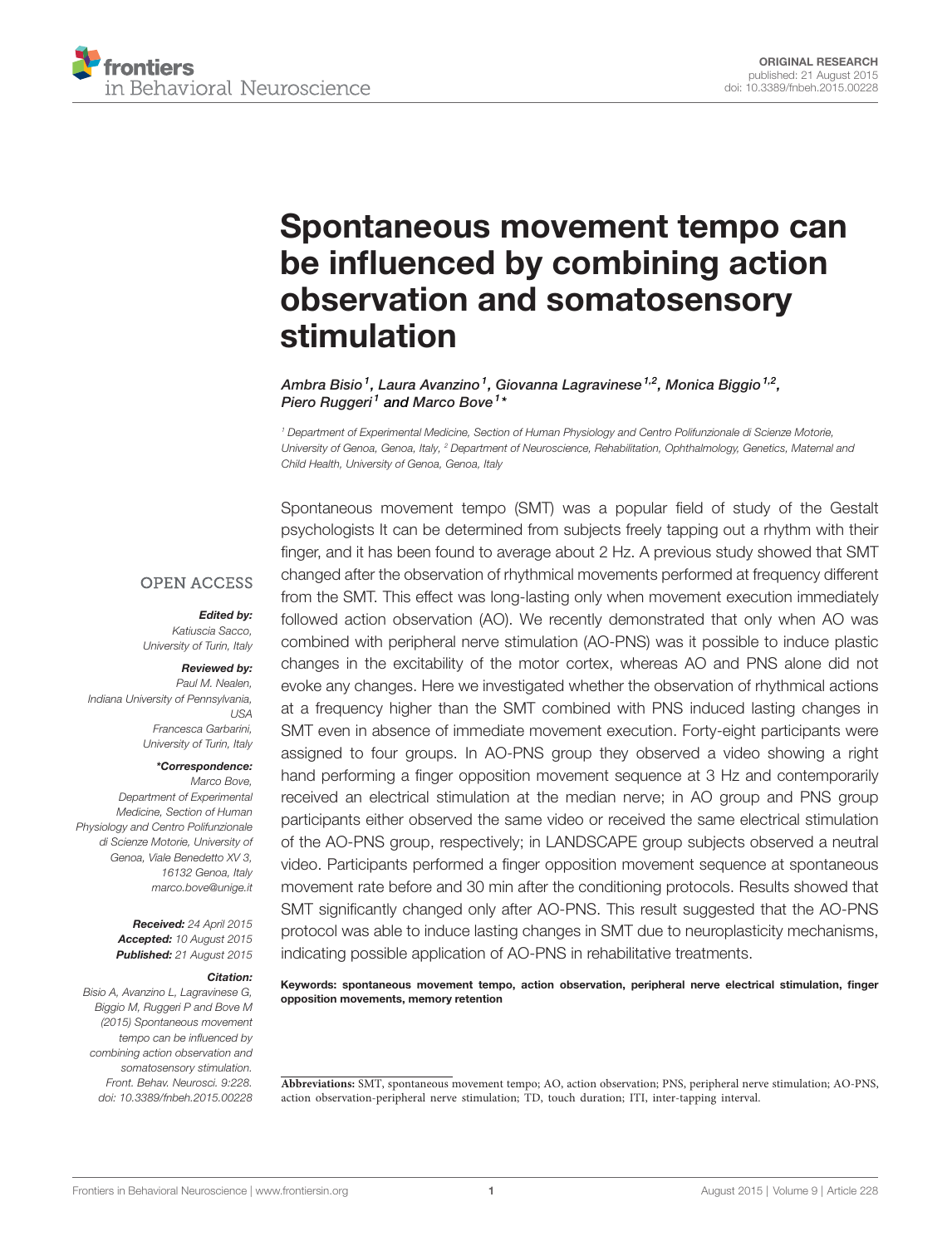ORIGINAL RESEARCH
published: 21 August 2015
doi: 10.3389/fnbeh.2015.00228

# Spontaneous movement tempo can be influenced by combining action observation and somatosensory stimulation

*Ambra Bisio*[1], *Laura Avanzino*[1], *Giovanna Lagravinese*[1,2], *Monica Biggio*[1,2], *Piero Ruggeri*[1] and *Marco Bove*[1]*

[1] Department of Experimental Medicine, Section of Human Physiology and Centro Polifunzionale di Scienze Motorie, University of Genoa, Genoa, Italy, [2] Department of Neuroscience, Rehabilitation, Ophthalmology, Genetics, Maternal and Child Health, University of Genoa, Genoa, Italy

OPEN ACCESS

***Edited by:***
*Katiuscia Sacco, University of Turin, Italy*

***Reviewed by:***
*Paul M. Nealen, Indiana University of Pennsylvania, USA*
*Francesca Garbarini, University of Turin, Italy*

***\*Correspondence:***
*Marco Bove, Department of Experimental Medicine, Section of Human Physiology and Centro Polifunzionale di Scienze Motorie, University of Genoa, Viale Benedetto XV 3, 16132 Genoa, Italy*
*marco.bove@unige.it*

***Received:*** *24 April 2015*
***Accepted:*** *10 August 2015*
***Published:*** *21 August 2015*

***Citation:***
*Bisio A, Avanzino L, Lagravinese G, Biggio M, Ruggeri P and Bove M (2015) Spontaneous movement tempo can be influenced by combining action observation and somatosensory stimulation. Front. Behav. Neurosci. 9:228. doi: 10.3389/fnbeh.2015.00228*

Spontaneous movement tempo (SMT) was a popular field of study of the Gestalt psychologists It can be determined from subjects freely tapping out a rhythm with their finger, and it has been found to average about 2 Hz. A previous study showed that SMT changed after the observation of rhythmical movements performed at frequency different from the SMT. This effect was long-lasting only when movement execution immediately followed action observation (AO). We recently demonstrated that only when AO was combined with peripheral nerve stimulation (AO-PNS) was it possible to induce plastic changes in the excitability of the motor cortex, whereas AO and PNS alone did not evoke any changes. Here we investigated whether the observation of rhythmical actions at a frequency higher than the SMT combined with PNS induced lasting changes in SMT even in absence of immediate movement execution. Forty-eight participants were assigned to four groups. In AO-PNS group they observed a video showing a right hand performing a finger opposition movement sequence at 3 Hz and contemporarily received an electrical stimulation at the median nerve; in AO group and PNS group participants either observed the same video or received the same electrical stimulation of the AO-PNS group, respectively; in LANDSCAPE group subjects observed a neutral video. Participants performed a finger opposition movement sequence at spontaneous movement rate before and 30 min after the conditioning protocols. Results showed that SMT significantly changed only after AO-PNS. This result suggested that the AO-PNS protocol was able to induce lasting changes in SMT due to neuroplasticity mechanisms, indicating possible application of AO-PNS in rehabilitative treatments.

**Keywords: spontaneous movement tempo, action observation, peripheral nerve electrical stimulation, finger opposition movements, memory retention**

**Abbreviations:** SMT, spontaneous movement tempo; AO, action observation; PNS, peripheral nerve stimulation; AO-PNS, action observation-peripheral nerve stimulation; TD, touch duration; ITI, inter-tapping interval.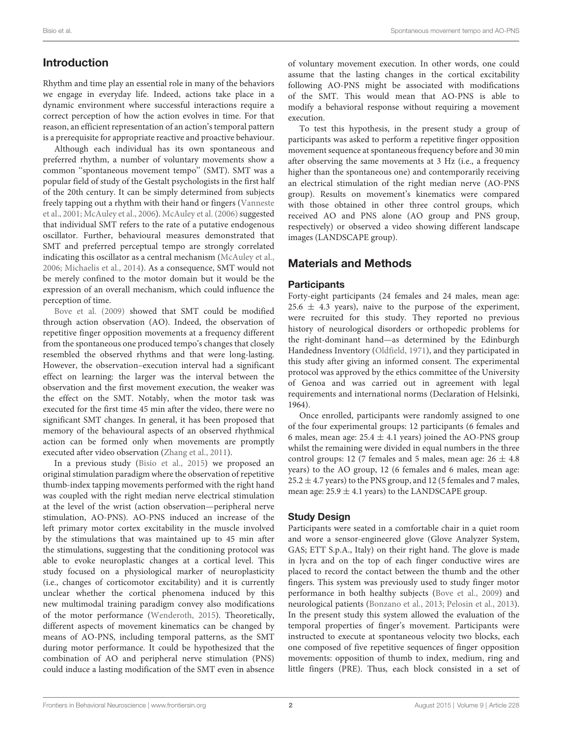## Introduction

Rhythm and time play an essential role in many of the behaviors we engage in everyday life. Indeed, actions take place in a dynamic environment where successful interactions require a correct perception of how the action evolves in time. For that reason, an efficient representation of an action's temporal pattern is a prerequisite for appropriate reactive and proactive behaviour.

Although each individual has its own spontaneous and preferred rhythm, a number of voluntary movements show a common "spontaneous movement tempo" (SMT). SMT was a popular field of study of the Gestalt psychologists in the first half of the 20th century. It can be simply determined from subjects freely tapping out a rhythm with their hand or fingers (Vanneste et al., 2001; McAuley et al., 2006). McAuley et al. (2006) suggested that individual SMT refers to the rate of a putative endogenous oscillator. Further, behavioural measures demonstrated that SMT and preferred perceptual tempo are strongly correlated indicating this oscillator as a central mechanism (McAuley et al., 2006; Michaelis et al., 2014). As a consequence, SMT would not be merely confined to the motor domain but it would be the expression of an overall mechanism, which could influence the perception of time.

Bove et al. (2009) showed that SMT could be modified through action observation (AO). Indeed, the observation of repetitive finger opposition movements at a frequency different from the spontaneous one produced tempo's changes that closely resembled the observed rhythms and that were long-lasting. However, the observation–execution interval had a significant effect on learning: the larger was the interval between the observation and the first movement execution, the weaker was the effect on the SMT. Notably, when the motor task was executed for the first time 45 min after the video, there were no significant SMT changes. In general, it has been proposed that memory of the behavioural aspects of an observed rhythmical action can be formed only when movements are promptly executed after video observation (Zhang et al., 2011).

In a previous study (Bisio et al., 2015) we proposed an original stimulation paradigm where the observation of repetitive thumb-index tapping movements performed with the right hand was coupled with the right median nerve electrical stimulation at the level of the wrist (action observation—peripheral nerve stimulation, AO-PNS). AO-PNS induced an increase of the left primary motor cortex excitability in the muscle involved by the stimulations that was maintained up to 45 min after the stimulations, suggesting that the conditioning protocol was able to evoke neuroplastic changes at a cortical level. This study focused on a physiological marker of neuroplasticity (i.e., changes of corticomotor excitability) and it is currently unclear whether the cortical phenomena induced by this new multimodal training paradigm convey also modifications of the motor performance (Wenderoth, 2015). Theoretically, different aspects of movement kinematics can be changed by means of AO-PNS, including temporal patterns, as the SMT during motor performance. It could be hypothesized that the combination of AO and peripheral nerve stimulation (PNS) could induce a lasting modification of the SMT even in absence of voluntary movement execution. In other words, one could assume that the lasting changes in the cortical excitability following AO-PNS might be associated with modifications of the SMT. This would mean that AO-PNS is able to modify a behavioral response without requiring a movement execution.

To test this hypothesis, in the present study a group of participants was asked to perform a repetitive finger opposition movement sequence at spontaneous frequency before and 30 min after observing the same movements at 3 Hz (i.e., a frequency higher than the spontaneous one) and contemporarily receiving an electrical stimulation of the right median nerve (AO-PNS group). Results on movement's kinematics were compared with those obtained in other three control groups, which received AO and PNS alone (AO group and PNS group, respectively) or observed a video showing different landscape images (LANDSCAPE group).

## Materials and Methods

### Participants

Forty-eight participants (24 females and 24 males, mean age: 25.6 ± 4.3 years), naive to the purpose of the experiment, were recruited for this study. They reported no previous history of neurological disorders or orthopedic problems for the right-dominant hand—as determined by the Edinburgh Handedness Inventory (Oldfield, 1971), and they participated in this study after giving an informed consent. The experimental protocol was approved by the ethics committee of the University of Genoa and was carried out in agreement with legal requirements and international norms (Declaration of Helsinki, 1964).

Once enrolled, participants were randomly assigned to one of the four experimental groups: 12 participants (6 females and 6 males, mean age: 25.4 ± 4.1 years) joined the AO-PNS group whilst the remaining were divided in equal numbers in the three control groups: 12 (7 females and 5 males, mean age: 26 ± 4.8 years) to the AO group, 12 (6 females and 6 males, mean age: 25.2 ± 4.7 years) to the PNS group, and 12 (5 females and 7 males, mean age: 25.9 ± 4.1 years) to the LANDSCAPE group.

### Study Design

Participants were seated in a comfortable chair in a quiet room and wore a sensor-engineered glove (Glove Analyzer System, GAS; ETT S.p.A., Italy) on their right hand. The glove is made in lycra and on the top of each finger conductive wires are placed to record the contact between the thumb and the other fingers. This system was previously used to study finger motor performance in both healthy subjects (Bove et al., 2009) and neurological patients (Bonzano et al., 2013; Pelosin et al., 2013). In the present study this system allowed the evaluation of the temporal properties of finger's movement. Participants were instructed to execute at spontaneous velocity two blocks, each one composed of five repetitive sequences of finger opposition movements: opposition of thumb to index, medium, ring and little fingers (PRE). Thus, each block consisted in a set of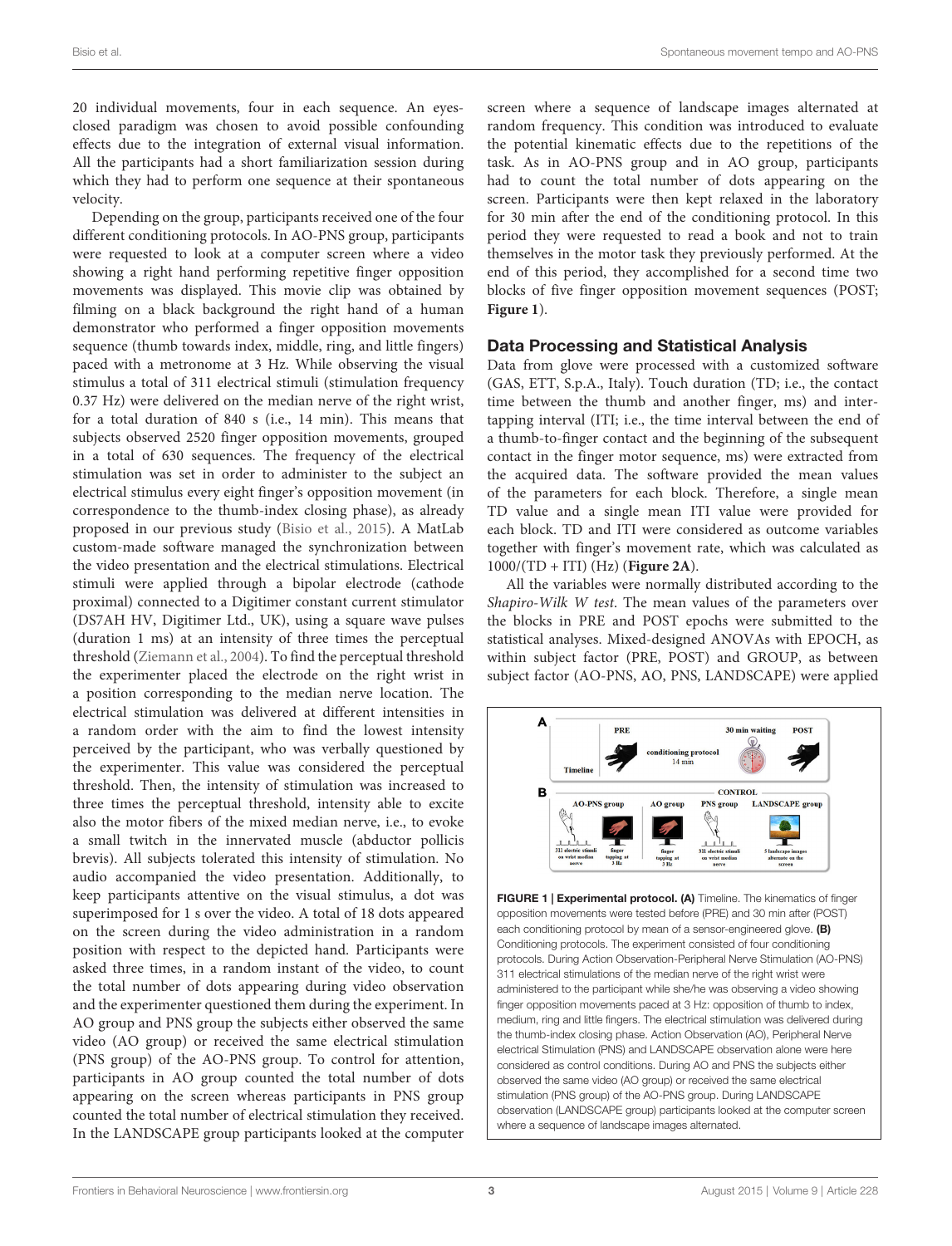20 individual movements, four in each sequence. An eyes-closed paradigm was chosen to avoid possible confounding effects due to the integration of external visual information. All the participants had a short familiarization session during which they had to perform one sequence at their spontaneous velocity.

Depending on the group, participants received one of the four different conditioning protocols. In AO-PNS group, participants were requested to look at a computer screen where a video showing a right hand performing repetitive finger opposition movements was displayed. This movie clip was obtained by filming on a black background the right hand of a human demonstrator who performed a finger opposition movements sequence (thumb towards index, middle, ring, and little fingers) paced with a metronome at 3 Hz. While observing the visual stimulus a total of 311 electrical stimuli (stimulation frequency 0.37 Hz) were delivered on the median nerve of the right wrist, for a total duration of 840 s (i.e., 14 min). This means that subjects observed 2520 finger opposition movements, grouped in a total of 630 sequences. The frequency of the electrical stimulation was set in order to administer to the subject an electrical stimulus every eight finger's opposition movement (in correspondence to the thumb-index closing phase), as already proposed in our previous study (Bisio et al., 2015). A MatLab custom-made software managed the synchronization between the video presentation and the electrical stimulations. Electrical stimuli were applied through a bipolar electrode (cathode proximal) connected to a Digitimer constant current stimulator (DS7AH HV, Digitimer Ltd., UK), using a square wave pulses (duration 1 ms) at an intensity of three times the perceptual threshold (Ziemann et al., 2004). To find the perceptual threshold the experimenter placed the electrode on the right wrist in a position corresponding to the median nerve location. The electrical stimulation was delivered at different intensities in a random order with the aim to find the lowest intensity perceived by the participant, who was verbally questioned by the experimenter. This value was considered the perceptual threshold. Then, the intensity of stimulation was increased to three times the perceptual threshold, intensity able to excite also the motor fibers of the mixed median nerve, i.e., to evoke a small twitch in the innervated muscle (abductor pollicis brevis). All subjects tolerated this intensity of stimulation. No audio accompanied the video presentation. Additionally, to keep participants attentive on the visual stimulus, a dot was superimposed for 1 s over the video. A total of 18 dots appeared on the screen during the video administration in a random position with respect to the depicted hand. Participants were asked three times, in a random instant of the video, to count the total number of dots appearing during video observation and the experimenter questioned them during the experiment. In AO group and PNS group the subjects either observed the same video (AO group) or received the same electrical stimulation (PNS group) of the AO-PNS group. To control for attention, participants in AO group counted the total number of dots appearing on the screen whereas participants in PNS group counted the total number of electrical stimulation they received. In the LANDSCAPE group participants looked at the computer screen where a sequence of landscape images alternated at random frequency. This condition was introduced to evaluate the potential kinematic effects due to the repetitions of the task. As in AO-PNS group and in AO group, participants had to count the total number of dots appearing on the screen. Participants were then kept relaxed in the laboratory for 30 min after the end of the conditioning protocol. In this period they were requested to read a book and not to train themselves in the motor task they previously performed. At the end of this period, they accomplished for a second time two blocks of five finger opposition movement sequences (POST; **Figure 1**).

## Data Processing and Statistical Analysis

Data from glove were processed with a customized software (GAS, ETT, S.p.A., Italy). Touch duration (TD; i.e., the contact time between the thumb and another finger, ms) and inter-tapping interval (ITI; i.e., the time interval between the end of a thumb-to-finger contact and the beginning of the subsequent contact in the finger motor sequence, ms) were extracted from the acquired data. The software provided the mean values of the parameters for each block. Therefore, a single mean TD value and a single mean ITI value were provided for each block. TD and ITI were considered as outcome variables together with finger's movement rate, which was calculated as 1000/(TD + ITI) (Hz) (**Figure 2A**).

All the variables were normally distributed according to the *Shapiro-Wilk W test*. The mean values of the parameters over the blocks in PRE and POST epochs were submitted to the statistical analyses. Mixed-designed ANOVAs with EPOCH, as within subject factor (PRE, POST) and GROUP, as between subject factor (AO-PNS, AO, PNS, LANDSCAPE) were applied

**FIGURE 1 | Experimental protocol. (A)** Timeline. The kinematics of finger opposition movements were tested before (PRE) and 30 min after (POST) each conditioning protocol by mean of a sensor-engineered glove. **(B)** Conditioning protocols. The experiment consisted of four conditioning protocols. During Action Observation-Peripheral Nerve Stimulation (AO-PNS) 311 electrical stimulations of the median nerve of the right wrist were administered to the participant while she/he was observing a video showing finger opposition movements paced at 3 Hz: opposition of thumb to index, medium, ring and little fingers. The electrical stimulation was delivered during the thumb-index closing phase. Action Observation (AO), Peripheral Nerve electrical Stimulation (PNS) and LANDSCAPE observation alone were here considered as control conditions. During AO and PNS the subjects either observed the same video (AO group) or received the same electrical stimulation (PNS group) of the AO-PNS group. During LANDSCAPE observation (LANDSCAPE group) participants looked at the computer screen where a sequence of landscape images alternated.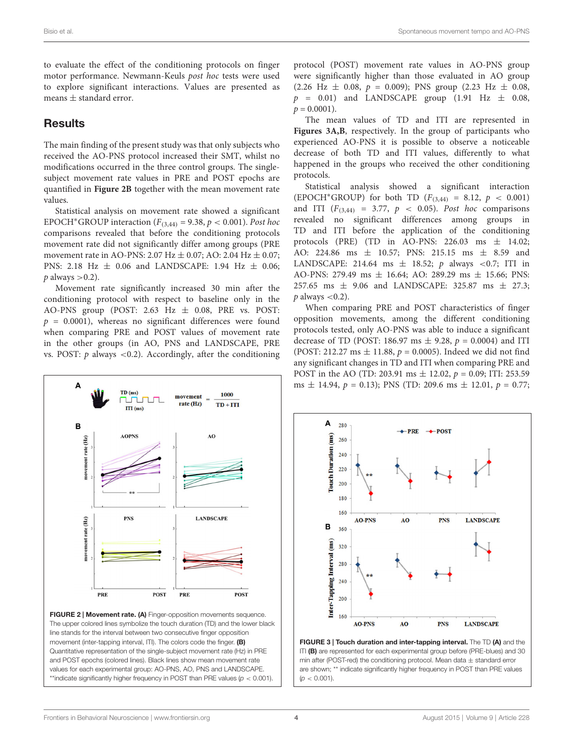to evaluate the effect of the conditioning protocols on finger motor performance. Newmann-Keuls *post hoc* tests were used to explore significant interactions. Values are presented as means ± standard error.

## Results

The main finding of the present study was that only subjects who received the AO-PNS protocol increased their SMT, whilst no modifications occurred in the three control groups. The single-subject movement rate values in PRE and POST epochs are quantified in **Figure 2B** together with the mean movement rate values.

Statistical analysis on movement rate showed a significant EPOCH*GROUP interaction ($F_{(3,44)} = 9.38$, $p < 0.001$). *Post hoc* comparisons revealed that before the conditioning protocols movement rate did not significantly differ among groups (PRE movement rate in AO-PNS: 2.07 Hz ± 0.07; AO: 2.04 Hz ± 0.07; PNS: 2.18 Hz ± 0.06 and LANDSCAPE: 1.94 Hz ± 0.06; $p$ always >0.2).

Movement rate significantly increased 30 min after the conditioning protocol with respect to baseline only in the AO-PNS group (POST: 2.63 Hz ± 0.08, PRE vs. POST: $p = 0.0001$), whereas no significant differences were found when comparing PRE and POST values of movement rate in the other groups (in AO, PNS and LANDSCAPE, PRE vs. POST: $p$ always <0.2). Accordingly, after the conditioning protocol (POST) movement rate values in AO-PNS group were significantly higher than those evaluated in AO group (2.26 Hz ± 0.08, $p = 0.009$); PNS group (2.23 Hz ± 0.08, $p = 0.01$) and LANDSCAPE group (1.91 Hz ± 0.08, $p = 0.0001$).

The mean values of TD and ITI are represented in **Figures 3A,B**, respectively. In the group of participants who experienced AO-PNS it is possible to observe a noticeable decrease of both TD and ITI values, differently to what happened in the groups who received the other conditioning protocols.

Statistical analysis showed a significant interaction (EPOCH*GROUP) for both TD ($F_{(3,44)} = 8.12$, $p < 0.001$) and ITI ($F_{(3,44)} = 3.77$, $p < 0.05$). *Post hoc* comparisons revealed no significant differences among groups in TD and ITI before the application of the conditioning protocols (PRE) (TD in AO-PNS: 226.03 ms ± 14.02; AO: 224.86 ms ± 10.57; PNS: 215.15 ms ± 8.59 and LANDSCAPE: 214.64 ms ± 18.52; $p$ always <0.7; ITI in AO-PNS: 279.49 ms ± 16.64; AO: 289.29 ms ± 15.66; PNS: 257.65 ms ± 9.06 and LANDSCAPE: 325.87 ms ± 27.3; $p$ always <0.2).

When comparing PRE and POST characteristics of finger opposition movements, among the different conditioning protocols tested, only AO-PNS was able to induce a significant decrease of TD (POST: 186.97 ms ± 9.28, $p = 0.0004$) and ITI (POST: 212.27 ms ± 11.88, $p = 0.0005$). Indeed we did not find any significant changes in TD and ITI when comparing PRE and POST in the AO (TD: 203.91 ms ± 12.02, $p = 0.09$; ITI: 253.59 ms ± 14.94, $p = 0.13$); PNS (TD: 209.6 ms ± 12.01, $p = 0.77$;

**FIGURE 2 | Movement rate. (A)** Finger-opposition movements sequence. The upper colored lines symbolize the touch duration (TD) and the lower black line stands for the interval between two consecutive finger opposition movement (inter-tapping interval, ITI). The colors code the finger. **(B)** Quantitative representation of the single-subject movement rate (Hz) in PRE and POST epochs (colored lines). Black lines show mean movement rate values for each experimental group: AO-PNS, AO, PNS and LANDSCAPE. **indicate significantly higher frequency in POST than PRE values ($p < 0.001$).

**FIGURE 3 | Touch duration and inter-tapping interval.** The TD **(A)** and the ITI **(B)** are represented for each experimental group before (PRE-blues) and 30 min after (POST-red) the conditioning protocol. Mean data ± standard error are shown; ** indicate significantly higher frequency in POST than PRE values ($p < 0.001$).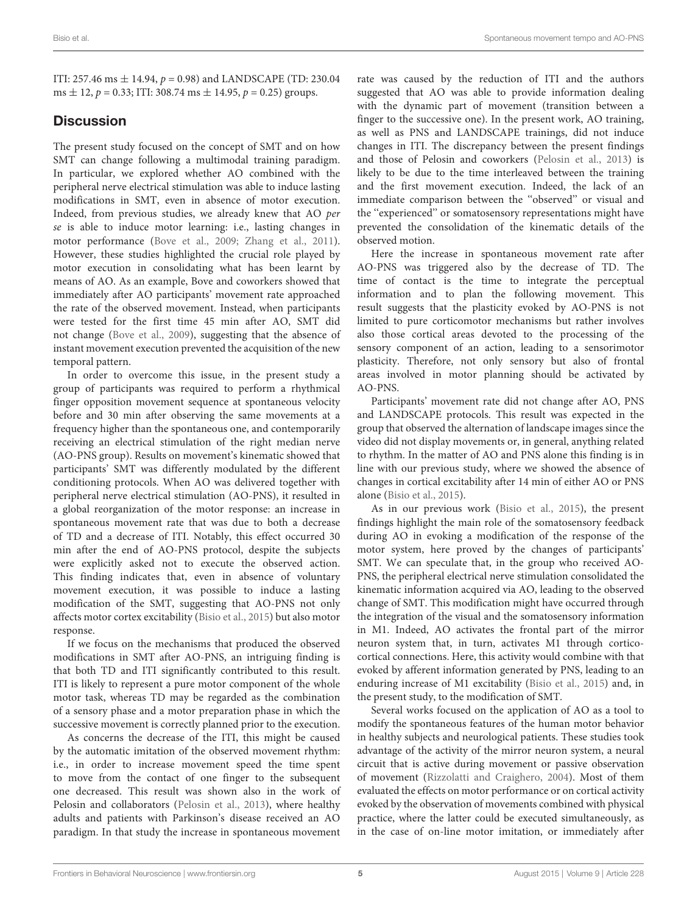ITI: 257.46 ms ± 14.94, $p = 0.98$) and LANDSCAPE (TD: 230.04 ms ± 12, $p = 0.33$; ITI: 308.74 ms ± 14.95, $p = 0.25$) groups.

## Discussion

The present study focused on the concept of SMT and on how SMT can change following a multimodal training paradigm. In particular, we explored whether AO combined with the peripheral nerve electrical stimulation was able to induce lasting modifications in SMT, even in absence of motor execution. Indeed, from previous studies, we already knew that AO *per se* is able to induce motor learning: i.e., lasting changes in motor performance (Bove et al., 2009; Zhang et al., 2011). However, these studies highlighted the crucial role played by motor execution in consolidating what has been learnt by means of AO. As an example, Bove and coworkers showed that immediately after AO participants' movement rate approached the rate of the observed movement. Instead, when participants were tested for the first time 45 min after AO, SMT did not change (Bove et al., 2009), suggesting that the absence of instant movement execution prevented the acquisition of the new temporal pattern.

In order to overcome this issue, in the present study a group of participants was required to perform a rhythmical finger opposition movement sequence at spontaneous velocity before and 30 min after observing the same movements at a frequency higher than the spontaneous one, and contemporarily receiving an electrical stimulation of the right median nerve (AO-PNS group). Results on movement's kinematic showed that participants' SMT was differently modulated by the different conditioning protocols. When AO was delivered together with peripheral nerve electrical stimulation (AO-PNS), it resulted in a global reorganization of the motor response: an increase in spontaneous movement rate that was due to both a decrease of TD and a decrease of ITI. Notably, this effect occurred 30 min after the end of AO-PNS protocol, despite the subjects were explicitly asked not to execute the observed action. This finding indicates that, even in absence of voluntary movement execution, it was possible to induce a lasting modification of the SMT, suggesting that AO-PNS not only affects motor cortex excitability (Bisio et al., 2015) but also motor response.

If we focus on the mechanisms that produced the observed modifications in SMT after AO-PNS, an intriguing finding is that both TD and ITI significantly contributed to this result. ITI is likely to represent a pure motor component of the whole motor task, whereas TD may be regarded as the combination of a sensory phase and a motor preparation phase in which the successive movement is correctly planned prior to the execution.

As concerns the decrease of the ITI, this might be caused by the automatic imitation of the observed movement rhythm: i.e., in order to increase movement speed the time spent to move from the contact of one finger to the subsequent one decreased. This result was shown also in the work of Pelosin and collaborators (Pelosin et al., 2013), where healthy adults and patients with Parkinson's disease received an AO paradigm. In that study the increase in spontaneous movement rate was caused by the reduction of ITI and the authors suggested that AO was able to provide information dealing with the dynamic part of movement (transition between a finger to the successive one). In the present work, AO training, as well as PNS and LANDSCAPE trainings, did not induce changes in ITI. The discrepancy between the present findings and those of Pelosin and coworkers (Pelosin et al., 2013) is likely to be due to the time interleaved between the training and the first movement execution. Indeed, the lack of an immediate comparison between the "observed" or visual and the "experienced" or somatosensory representations might have prevented the consolidation of the kinematic details of the observed motion.

Here the increase in spontaneous movement rate after AO-PNS was triggered also by the decrease of TD. The time of contact is the time to integrate the perceptual information and to plan the following movement. This result suggests that the plasticity evoked by AO-PNS is not limited to pure corticomotor mechanisms but rather involves also those cortical areas devoted to the processing of the sensory component of an action, leading to a sensorimotor plasticity. Therefore, not only sensory but also of frontal areas involved in motor planning should be activated by AO-PNS.

Participants' movement rate did not change after AO, PNS and LANDSCAPE protocols. This result was expected in the group that observed the alternation of landscape images since the video did not display movements or, in general, anything related to rhythm. In the matter of AO and PNS alone this finding is in line with our previous study, where we showed the absence of changes in cortical excitability after 14 min of either AO or PNS alone (Bisio et al., 2015).

As in our previous work (Bisio et al., 2015), the present findings highlight the main role of the somatosensory feedback during AO in evoking a modification of the response of the motor system, here proved by the changes of participants' SMT. We can speculate that, in the group who received AO-PNS, the peripheral electrical nerve stimulation consolidated the kinematic information acquired via AO, leading to the observed change of SMT. This modification might have occurred through the integration of the visual and the somatosensory information in M1. Indeed, AO activates the frontal part of the mirror neuron system that, in turn, activates M1 through cortico-cortical connections. Here, this activity would combine with that evoked by afferent information generated by PNS, leading to an enduring increase of M1 excitability (Bisio et al., 2015) and, in the present study, to the modification of SMT.

Several works focused on the application of AO as a tool to modify the spontaneous features of the human motor behavior in healthy subjects and neurological patients. These studies took advantage of the activity of the mirror neuron system, a neural circuit that is active during movement or passive observation of movement (Rizzolatti and Craighero, 2004). Most of them evaluated the effects on motor performance or on cortical activity evoked by the observation of movements combined with physical practice, where the latter could be executed simultaneously, as in the case of on-line motor imitation, or immediately after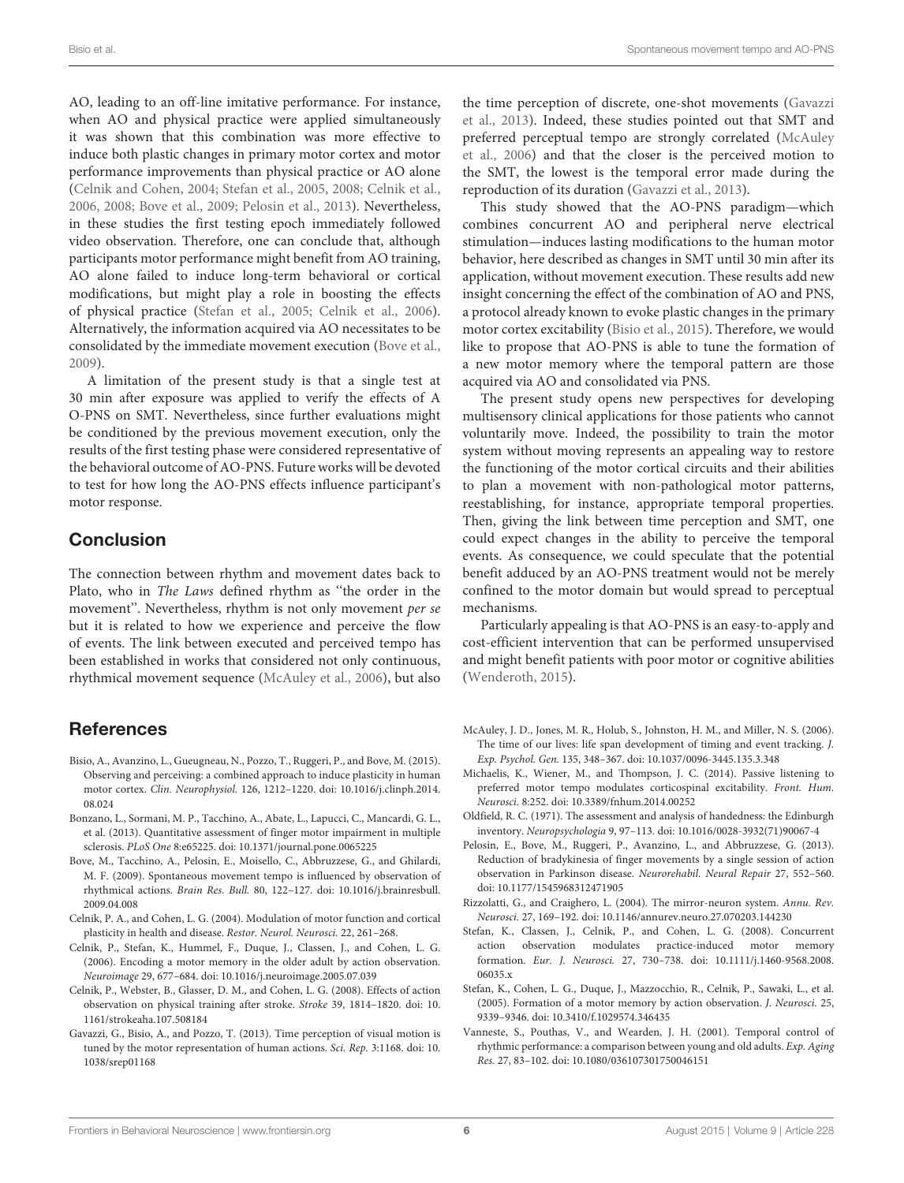AO, leading to an off-line imitative performance. For instance, when AO and physical practice were applied simultaneously it was shown that this combination was more effective to induce both plastic changes in primary motor cortex and motor performance improvements than physical practice or AO alone (Celnik and Cohen, 2004; Stefan et al., 2005, 2008; Celnik et al., 2006, 2008; Bove et al., 2009; Pelosin et al., 2013). Nevertheless, in these studies the first testing epoch immediately followed video observation. Therefore, one can conclude that, although participants motor performance might benefit from AO training, AO alone failed to induce long-term behavioral or cortical modifications, but might play a role in boosting the effects of physical practice (Stefan et al., 2005; Celnik et al., 2006). Alternatively, the information acquired via AO necessitates to be consolidated by the immediate movement execution (Bove et al., 2009).

A limitation of the present study is that a single test at 30 min after exposure was applied to verify the effects of A O-PNS on SMT. Nevertheless, since further evaluations might be conditioned by the previous movement execution, only the results of the first testing phase were considered representative of the behavioral outcome of AO-PNS. Future works will be devoted to test for how long the AO-PNS effects influence participant's motor response.

## Conclusion

The connection between rhythm and movement dates back to Plato, who in *The Laws* defined rhythm as "the order in the movement". Nevertheless, rhythm is not only movement *per se* but it is related to how we experience and perceive the flow of events. The link between executed and perceived tempo has been established in works that considered not only continuous, rhythmical movement sequence (McAuley et al., 2006), but also the time perception of discrete, one-shot movements (Gavazzi et al., 2013). Indeed, these studies pointed out that SMT and preferred perceptual tempo are strongly correlated (McAuley et al., 2006) and that the closer is the perceived motion to the SMT, the lowest is the temporal error made during the reproduction of its duration (Gavazzi et al., 2013).

This study showed that the AO-PNS paradigm—which combines concurrent AO and peripheral nerve electrical stimulation—induces lasting modifications to the human motor behavior, here described as changes in SMT until 30 min after its application, without movement execution. These results add new insight concerning the effect of the combination of AO and PNS, a protocol already known to evoke plastic changes in the primary motor cortex excitability (Bisio et al., 2015). Therefore, we would like to propose that AO-PNS is able to tune the formation of a new motor memory where the temporal pattern are those acquired via AO and consolidated via PNS.

The present study opens new perspectives for developing multisensory clinical applications for those patients who cannot voluntarily move. Indeed, the possibility to train the motor system without moving represents an appealing way to restore the functioning of the motor cortical circuits and their abilities to plan a movement with non-pathological motor patterns, reestablishing, for instance, appropriate temporal properties. Then, giving the link between time perception and SMT, one could expect changes in the ability to perceive the temporal events. As consequence, we could speculate that the potential benefit adduced by an AO-PNS treatment would not be merely confined to the motor domain but would spread to perceptual mechanisms.

Particularly appealing is that AO-PNS is an easy-to-apply and cost-efficient intervention that can be performed unsupervised and might benefit patients with poor motor or cognitive abilities (Wenderoth, 2015).

## References

Bisio, A., Avanzino, L., Gueugneau, N., Pozzo, T., Ruggeri, P., and Bove, M. (2015). Observing and perceiving: a combined approach to induce plasticity in human motor cortex. *Clin. Neurophysiol.* 126, 1212–1220. doi: 10.1016/j.clinph.2014.08.024

Bonzano, L., Sormani, M. P., Tacchino, A., Abate, L., Lapucci, C., Mancardi, G. L., et al. (2013). Quantitative assessment of finger motor impairment in multiple sclerosis. *PLoS One* 8:e65225. doi: 10.1371/journal.pone.0065225

Bove, M., Tacchino, A., Pelosin, E., Moisello, C., Abbruzzese, G., and Ghilardi, M. F. (2009). Spontaneous movement tempo is influenced by observation of rhythmical actions. *Brain Res. Bull.* 80, 122–127. doi: 10.1016/j.brainresbull.2009.04.008

Celnik, P. A., and Cohen, L. G. (2004). Modulation of motor function and cortical plasticity in health and disease. *Restor. Neurol. Neurosci.* 22, 261–268.

Celnik, P., Stefan, K., Hummel, F., Duque, J., Classen, J., and Cohen, L. G. (2006). Encoding a motor memory in the older adult by action observation. *Neuroimage* 29, 677–684. doi: 10.1016/j.neuroimage.2005.07.039

Celnik, P., Webster, B., Glasser, D. M., and Cohen, L. G. (2008). Effects of action observation on physical training after stroke. *Stroke* 39, 1814–1820. doi: 10.1161/strokeaha.107.508184

Gavazzi, G., Bisio, A., and Pozzo, T. (2013). Time perception of visual motion is tuned by the motor representation of human actions. *Sci. Rep.* 3:1168. doi: 10.1038/srep01168

McAuley, J. D., Jones, M. R., Holub, S., Johnston, H. M., and Miller, N. S. (2006). The time of our lives: life span development of timing and event tracking. *J. Exp. Psychol. Gen.* 135, 348–367. doi: 10.1037/0096-3445.135.3.348

Michaelis, K., Wiener, M., and Thompson, J. C. (2014). Passive listening to preferred motor tempo modulates corticospinal excitability. *Front. Hum. Neurosci.* 8:252. doi: 10.3389/fnhum.2014.00252

Oldfield, R. C. (1971). The assessment and analysis of handedness: the Edinburgh inventory. *Neuropsychologia* 9, 97–113. doi: 10.1016/0028-3932(71)90067-4

Pelosin, E., Bove, M., Ruggeri, P., Avanzino, L., and Abbruzzese, G. (2013). Reduction of bradykinesia of finger movements by a single session of action observation in Parkinson disease. *Neurorehabil. Neural Repair* 27, 552–560. doi: 10.1177/1545968312471905

Rizzolatti, G., and Craighero, L. (2004). The mirror-neuron system. *Annu. Rev. Neurosci.* 27, 169–192. doi: 10.1146/annurev.neuro.27.070203.144230

Stefan, K., Classen, J., Celnik, P., and Cohen, L. G. (2008). Concurrent action observation modulates practice-induced motor memory formation. *Eur. J. Neurosci.* 27, 730–738. doi: 10.1111/j.1460-9568.2008.06035.x

Stefan, K., Cohen, L. G., Duque, J., Mazzocchio, R., Celnik, P., Sawaki, L., et al. (2005). Formation of a motor memory by action observation. *J. Neurosci.* 25, 9339–9346. doi: 10.3410/f.1029574.346435

Vanneste, S., Pouthas, V., and Wearden, J. H. (2001). Temporal control of rhythmic performance: a comparison between young and old adults. *Exp. Aging Res.* 27, 83–102. doi: 10.1080/036107301750046151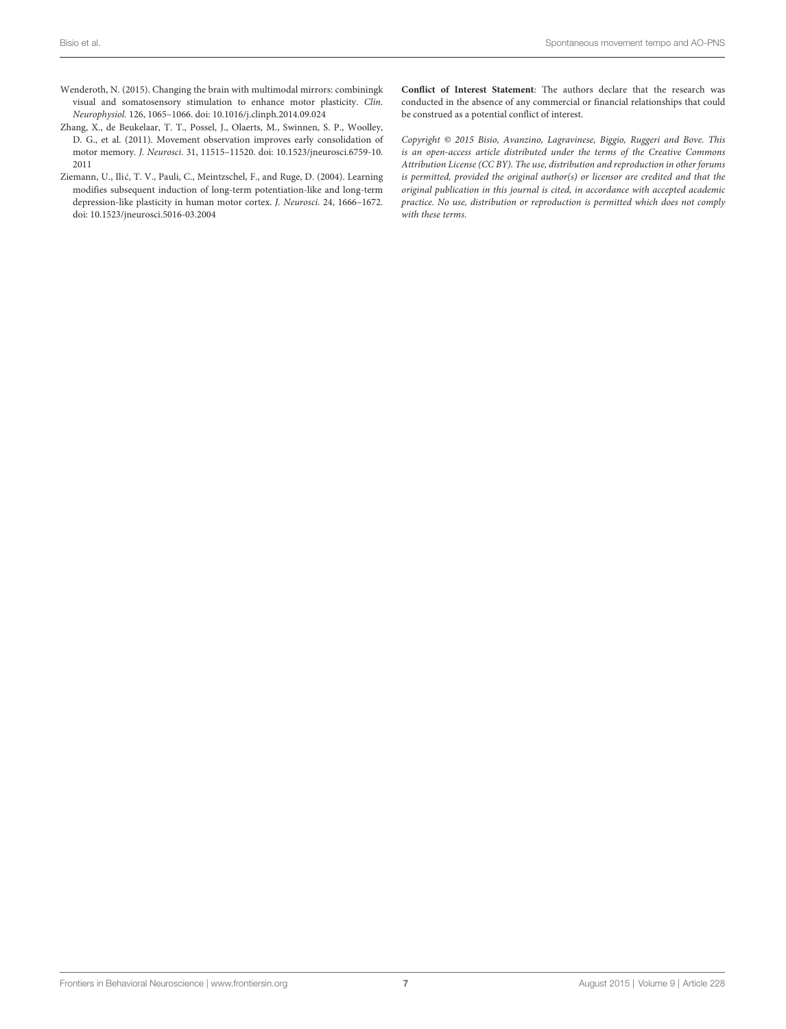Wenderoth, N. (2015). Changing the brain with multimodal mirrors: combiningk visual and somatosensory stimulation to enhance motor plasticity. *Clin. Neurophysiol.* 126, 1065–1066. doi: 10.1016/j.clinph.2014.09.024

Zhang, X., de Beukelaar, T. T., Possel, J., Olaerts, M., Swinnen, S. P., Woolley, D. G., et al. (2011). Movement observation improves early consolidation of motor memory. *J. Neurosci.* 31, 11515–11520. doi: 10.1523/jneurosci.6759-10.2011

Ziemann, U., Ilić, T. V., Pauli, C., Meintzschel, F., and Ruge, D. (2004). Learning modifies subsequent induction of long-term potentiation-like and long-term depression-like plasticity in human motor cortex. *J. Neurosci.* 24, 1666–1672. doi: 10.1523/jneurosci.5016-03.2004

**Conflict of Interest Statement**: The authors declare that the research was conducted in the absence of any commercial or financial relationships that could be construed as a potential conflict of interest.

*Copyright © 2015 Bisio, Avanzino, Lagravinese, Biggio, Ruggeri and Bove. This is an open-access article distributed under the terms of the Creative Commons Attribution License (CC BY). The use, distribution and reproduction in other forums is permitted, provided the original author(s) or licensor are credited and that the original publication in this journal is cited, in accordance with accepted academic practice. No use, distribution or reproduction is permitted which does not comply with these terms.*